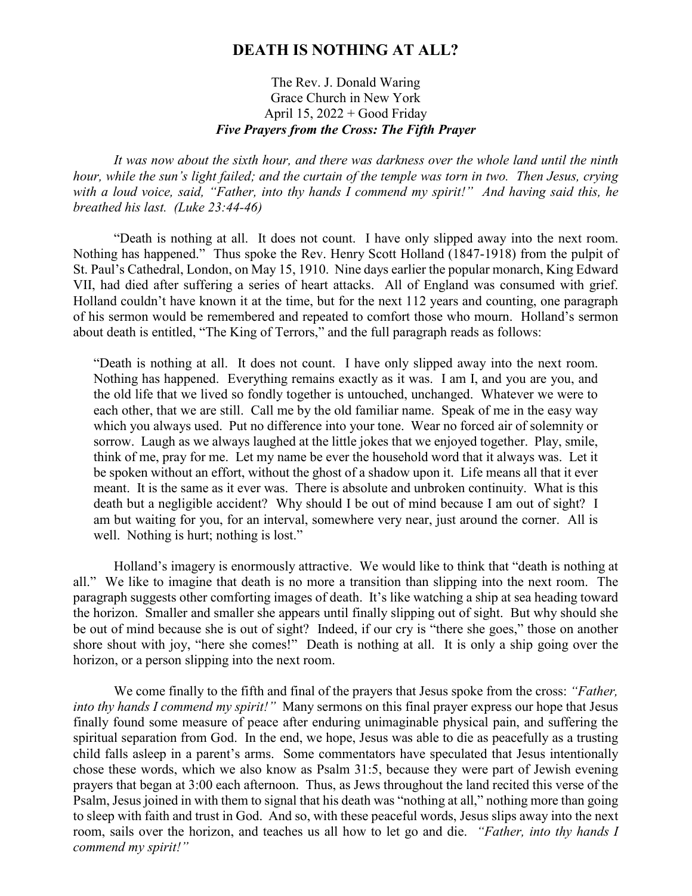# DEATH IS NOTHING AT ALL?

The Rev. J. Donald Waring
Grace Church in New York
April 15, 2022 + Good Friday
***Five Prayers from the Cross: The Fifth Prayer***

*It was now about the sixth hour, and there was darkness over the whole land until the ninth hour, while the sun's light failed; and the curtain of the temple was torn in two. Then Jesus, crying with a loud voice, said, "Father, into thy hands I commend my spirit!" And having said this, he breathed his last. (Luke 23:44-46)*

"Death is nothing at all. It does not count. I have only slipped away into the next room. Nothing has happened." Thus spoke the Rev. Henry Scott Holland (1847-1918) from the pulpit of St. Paul's Cathedral, London, on May 15, 1910. Nine days earlier the popular monarch, King Edward VII, had died after suffering a series of heart attacks. All of England was consumed with grief. Holland couldn't have known it at the time, but for the next 112 years and counting, one paragraph of his sermon would be remembered and repeated to comfort those who mourn. Holland's sermon about death is entitled, "The King of Terrors," and the full paragraph reads as follows:

> "Death is nothing at all. It does not count. I have only slipped away into the next room. Nothing has happened. Everything remains exactly as it was. I am I, and you are you, and the old life that we lived so fondly together is untouched, unchanged. Whatever we were to each other, that we are still. Call me by the old familiar name. Speak of me in the easy way which you always used. Put no difference into your tone. Wear no forced air of solemnity or sorrow. Laugh as we always laughed at the little jokes that we enjoyed together. Play, smile, think of me, pray for me. Let my name be ever the household word that it always was. Let it be spoken without an effort, without the ghost of a shadow upon it. Life means all that it ever meant. It is the same as it ever was. There is absolute and unbroken continuity. What is this death but a negligible accident? Why should I be out of mind because I am out of sight? I am but waiting for you, for an interval, somewhere very near, just around the corner. All is well. Nothing is hurt; nothing is lost."

Holland's imagery is enormously attractive. We would like to think that "death is nothing at all." We like to imagine that death is no more a transition than slipping into the next room. The paragraph suggests other comforting images of death. It's like watching a ship at sea heading toward the horizon. Smaller and smaller she appears until finally slipping out of sight. But why should she be out of mind because she is out of sight? Indeed, if our cry is "there she goes," those on another shore shout with joy, "here she comes!" Death is nothing at all. It is only a ship going over the horizon, or a person slipping into the next room.

We come finally to the fifth and final of the prayers that Jesus spoke from the cross: *"Father, into thy hands I commend my spirit!"* Many sermons on this final prayer express our hope that Jesus finally found some measure of peace after enduring unimaginable physical pain, and suffering the spiritual separation from God. In the end, we hope, Jesus was able to die as peacefully as a trusting child falls asleep in a parent's arms. Some commentators have speculated that Jesus intentionally chose these words, which we also know as Psalm 31:5, because they were part of Jewish evening prayers that began at 3:00 each afternoon. Thus, as Jews throughout the land recited this verse of the Psalm, Jesus joined in with them to signal that his death was "nothing at all," nothing more than going to sleep with faith and trust in God. And so, with these peaceful words, Jesus slips away into the next room, sails over the horizon, and teaches us all how to let go and die. *"Father, into thy hands I commend my spirit!"*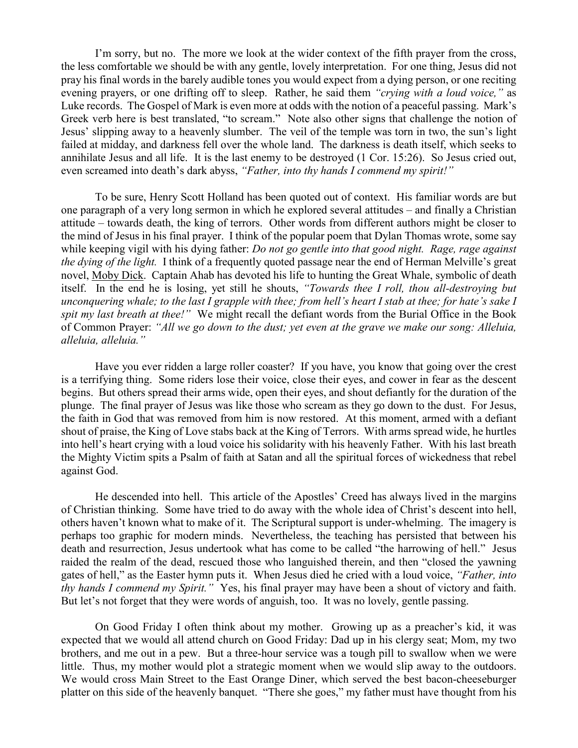I'm sorry, but no. The more we look at the wider context of the fifth prayer from the cross, the less comfortable we should be with any gentle, lovely interpretation. For one thing, Jesus did not pray his final words in the barely audible tones you would expect from a dying person, or one reciting evening prayers, or one drifting off to sleep. Rather, he said them *"crying with a loud voice,"* as Luke records. The Gospel of Mark is even more at odds with the notion of a peaceful passing. Mark's Greek verb here is best translated, "to scream." Note also other signs that challenge the notion of Jesus' slipping away to a heavenly slumber. The veil of the temple was torn in two, the sun's light failed at midday, and darkness fell over the whole land. The darkness is death itself, which seeks to annihilate Jesus and all life. It is the last enemy to be destroyed (1 Cor. 15:26). So Jesus cried out, even screamed into death's dark abyss, *"Father, into thy hands I commend my spirit!"*

To be sure, Henry Scott Holland has been quoted out of context. His familiar words are but one paragraph of a very long sermon in which he explored several attitudes – and finally a Christian attitude – towards death, the king of terrors. Other words from different authors might be closer to the mind of Jesus in his final prayer. I think of the popular poem that Dylan Thomas wrote, some say while keeping vigil with his dying father: *Do not go gentle into that good night. Rage, rage against the dying of the light.* I think of a frequently quoted passage near the end of Herman Melville's great novel, Moby Dick. Captain Ahab has devoted his life to hunting the Great Whale, symbolic of death itself. In the end he is losing, yet still he shouts, *"Towards thee I roll, thou all-destroying but unconquering whale; to the last I grapple with thee; from hell's heart I stab at thee; for hate's sake I spit my last breath at thee!"* We might recall the defiant words from the Burial Office in the Book of Common Prayer: *"All we go down to the dust; yet even at the grave we make our song: Alleluia, alleluia, alleluia."*

Have you ever ridden a large roller coaster? If you have, you know that going over the crest is a terrifying thing. Some riders lose their voice, close their eyes, and cower in fear as the descent begins. But others spread their arms wide, open their eyes, and shout defiantly for the duration of the plunge. The final prayer of Jesus was like those who scream as they go down to the dust. For Jesus, the faith in God that was removed from him is now restored. At this moment, armed with a defiant shout of praise, the King of Love stabs back at the King of Terrors. With arms spread wide, he hurtles into hell's heart crying with a loud voice his solidarity with his heavenly Father. With his last breath the Mighty Victim spits a Psalm of faith at Satan and all the spiritual forces of wickedness that rebel against God.

He descended into hell. This article of the Apostles' Creed has always lived in the margins of Christian thinking. Some have tried to do away with the whole idea of Christ's descent into hell, others haven't known what to make of it. The Scriptural support is under-whelming. The imagery is perhaps too graphic for modern minds. Nevertheless, the teaching has persisted that between his death and resurrection, Jesus undertook what has come to be called "the harrowing of hell." Jesus raided the realm of the dead, rescued those who languished therein, and then "closed the yawning gates of hell," as the Easter hymn puts it. When Jesus died he cried with a loud voice, *"Father, into thy hands I commend my Spirit."* Yes, his final prayer may have been a shout of victory and faith. But let's not forget that they were words of anguish, too. It was no lovely, gentle passing.

On Good Friday I often think about my mother. Growing up as a preacher's kid, it was expected that we would all attend church on Good Friday: Dad up in his clergy seat; Mom, my two brothers, and me out in a pew. But a three-hour service was a tough pill to swallow when we were little. Thus, my mother would plot a strategic moment when we would slip away to the outdoors. We would cross Main Street to the East Orange Diner, which served the best bacon-cheeseburger platter on this side of the heavenly banquet. "There she goes," my father must have thought from his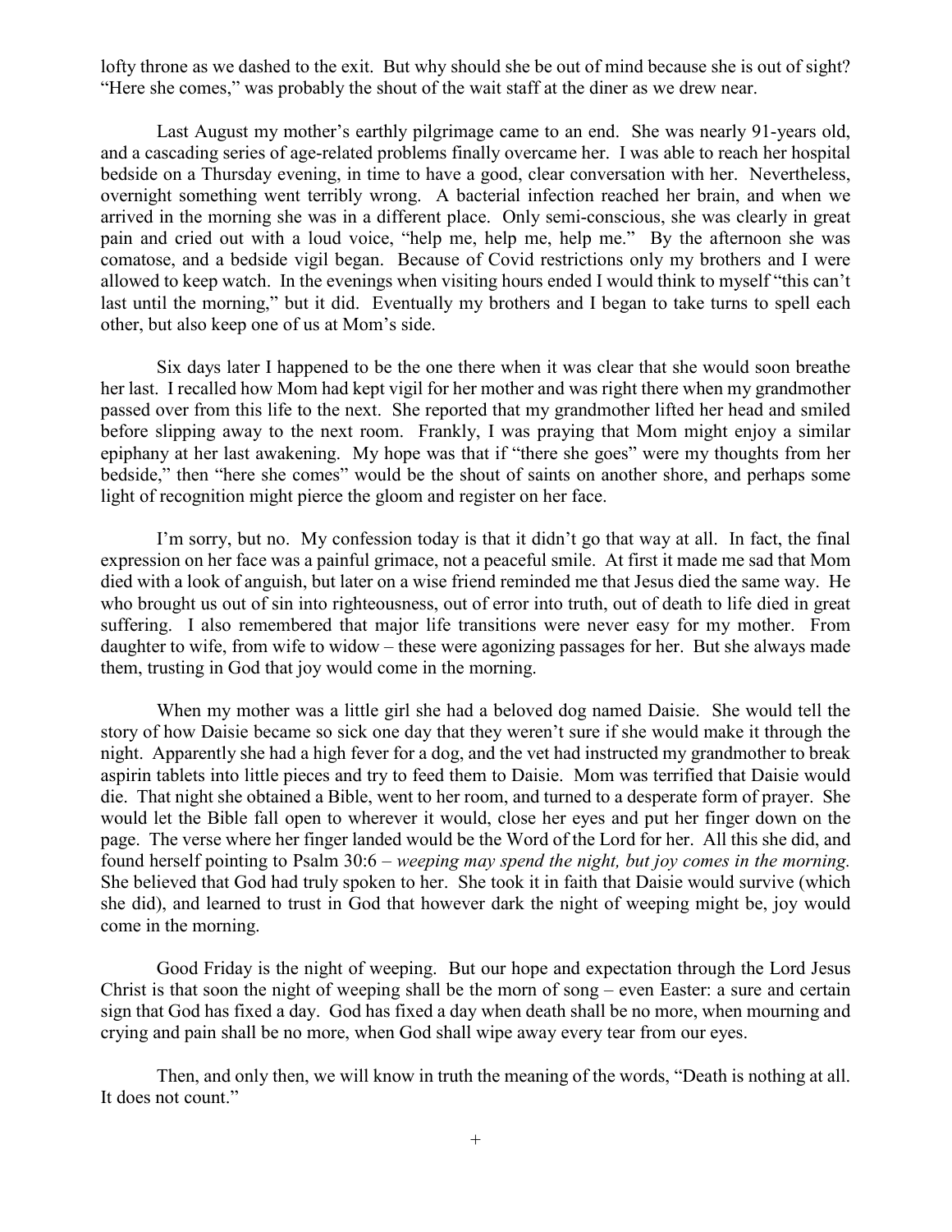lofty throne as we dashed to the exit. But why should she be out of mind because she is out of sight? "Here she comes," was probably the shout of the wait staff at the diner as we drew near.

Last August my mother's earthly pilgrimage came to an end. She was nearly 91-years old, and a cascading series of age-related problems finally overcame her. I was able to reach her hospital bedside on a Thursday evening, in time to have a good, clear conversation with her. Nevertheless, overnight something went terribly wrong. A bacterial infection reached her brain, and when we arrived in the morning she was in a different place. Only semi-conscious, she was clearly in great pain and cried out with a loud voice, "help me, help me, help me." By the afternoon she was comatose, and a bedside vigil began. Because of Covid restrictions only my brothers and I were allowed to keep watch. In the evenings when visiting hours ended I would think to myself "this can't last until the morning," but it did. Eventually my brothers and I began to take turns to spell each other, but also keep one of us at Mom's side.

Six days later I happened to be the one there when it was clear that she would soon breathe her last. I recalled how Mom had kept vigil for her mother and was right there when my grandmother passed over from this life to the next. She reported that my grandmother lifted her head and smiled before slipping away to the next room. Frankly, I was praying that Mom might enjoy a similar epiphany at her last awakening. My hope was that if "there she goes" were my thoughts from her bedside," then "here she comes" would be the shout of saints on another shore, and perhaps some light of recognition might pierce the gloom and register on her face.

I'm sorry, but no. My confession today is that it didn't go that way at all. In fact, the final expression on her face was a painful grimace, not a peaceful smile. At first it made me sad that Mom died with a look of anguish, but later on a wise friend reminded me that Jesus died the same way. He who brought us out of sin into righteousness, out of error into truth, out of death to life died in great suffering. I also remembered that major life transitions were never easy for my mother. From daughter to wife, from wife to widow – these were agonizing passages for her. But she always made them, trusting in God that joy would come in the morning.

When my mother was a little girl she had a beloved dog named Daisie. She would tell the story of how Daisie became so sick one day that they weren't sure if she would make it through the night. Apparently she had a high fever for a dog, and the vet had instructed my grandmother to break aspirin tablets into little pieces and try to feed them to Daisie. Mom was terrified that Daisie would die. That night she obtained a Bible, went to her room, and turned to a desperate form of prayer. She would let the Bible fall open to wherever it would, close her eyes and put her finger down on the page. The verse where her finger landed would be the Word of the Lord for her. All this she did, and found herself pointing to Psalm 30:6 – *weeping may spend the night, but joy comes in the morning.* She believed that God had truly spoken to her. She took it in faith that Daisie would survive (which she did), and learned to trust in God that however dark the night of weeping might be, joy would come in the morning.

Good Friday is the night of weeping. But our hope and expectation through the Lord Jesus Christ is that soon the night of weeping shall be the morn of song – even Easter: a sure and certain sign that God has fixed a day. God has fixed a day when death shall be no more, when mourning and crying and pain shall be no more, when God shall wipe away every tear from our eyes.

Then, and only then, we will know in truth the meaning of the words, "Death is nothing at all. It does not count."

+